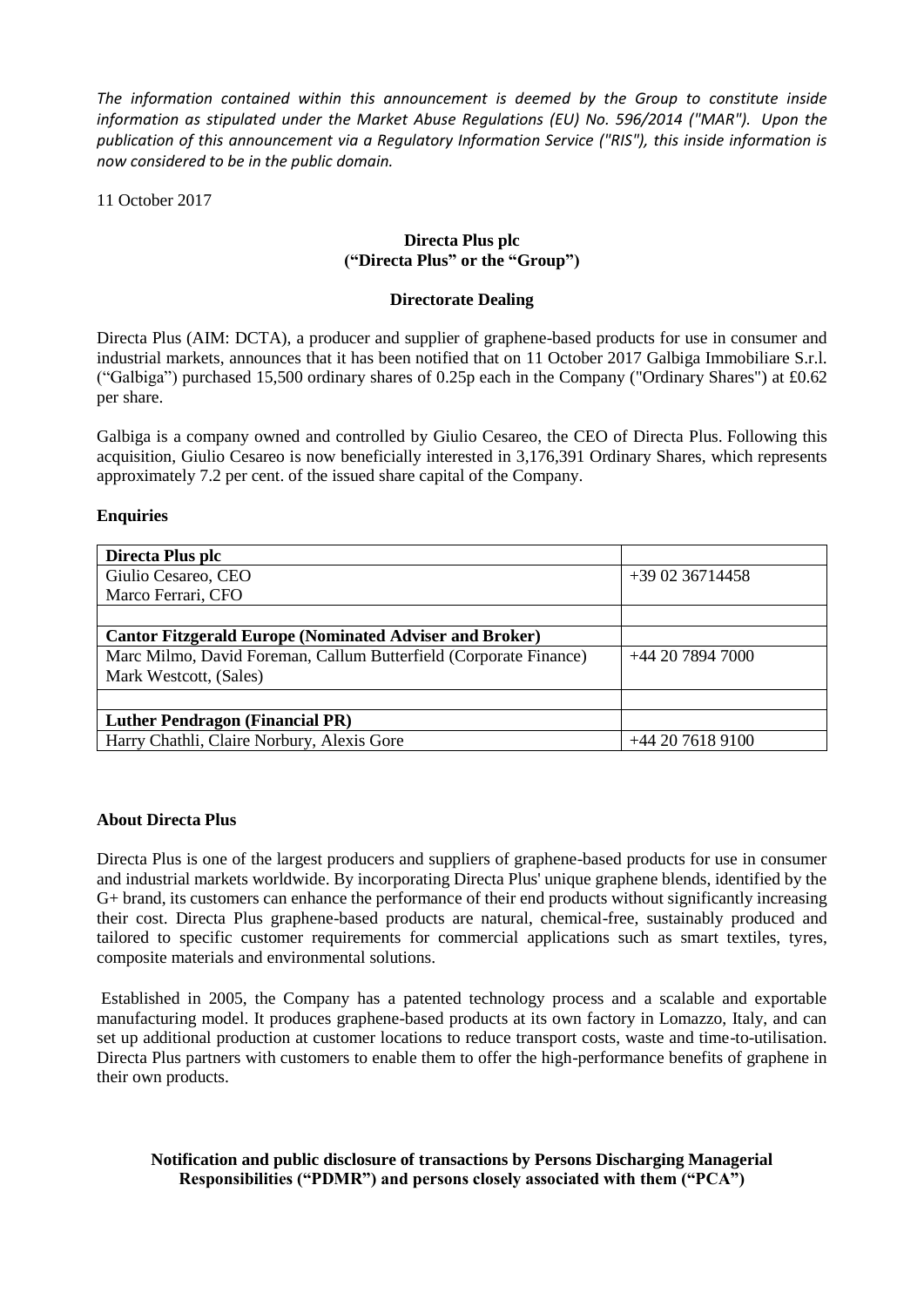*The information contained within this announcement is deemed by the Group to constitute inside information as stipulated under the Market Abuse Regulations (EU) No. 596/2014 ("MAR"). Upon the publication of this announcement via a Regulatory Information Service ("RIS"), this inside information is now considered to be in the public domain.*

11 October 2017

**Directa Plus plc**
**("Directa Plus" or the "Group")**

**Directorate Dealing**

Directa Plus (AIM: DCTA), a producer and supplier of graphene-based products for use in consumer and industrial markets, announces that it has been notified that on 11 October 2017 Galbiga Immobiliare S.r.l. ("Galbiga") purchased 15,500 ordinary shares of 0.25p each in the Company ("Ordinary Shares") at £0.62 per share.

Galbiga is a company owned and controlled by Giulio Cesareo, the CEO of Directa Plus. Following this acquisition, Giulio Cesareo is now beneficially interested in 3,176,391 Ordinary Shares, which represents approximately 7.2 per cent. of the issued share capital of the Company.

**Enquiries**

| **Directa Plus plc** | |
|---|---|
| Giulio Cesareo, CEO<br>Marco Ferrari, CFO | +39 02 36714458 |
| | |
| **Cantor Fitzgerald Europe (Nominated Adviser and Broker)** | |
| Marc Milmo, David Foreman, Callum Butterfield (Corporate Finance)<br>Mark Westcott, (Sales) | +44 20 7894 7000 |
| | |
| **Luther Pendragon (Financial PR)** | |
| Harry Chathli, Claire Norbury, Alexis Gore | +44 20 7618 9100 |

**About Directa Plus**

Directa Plus is one of the largest producers and suppliers of graphene-based products for use in consumer and industrial markets worldwide. By incorporating Directa Plus' unique graphene blends, identified by the G+ brand, its customers can enhance the performance of their end products without significantly increasing their cost. Directa Plus graphene-based products are natural, chemical-free, sustainably produced and tailored to specific customer requirements for commercial applications such as smart textiles, tyres, composite materials and environmental solutions.

Established in 2005, the Company has a patented technology process and a scalable and exportable manufacturing model. It produces graphene-based products at its own factory in Lomazzo, Italy, and can set up additional production at customer locations to reduce transport costs, waste and time-to-utilisation. Directa Plus partners with customers to enable them to offer the high-performance benefits of graphene in their own products.

**Notification and public disclosure of transactions by Persons Discharging Managerial Responsibilities ("PDMR") and persons closely associated with them ("PCA")**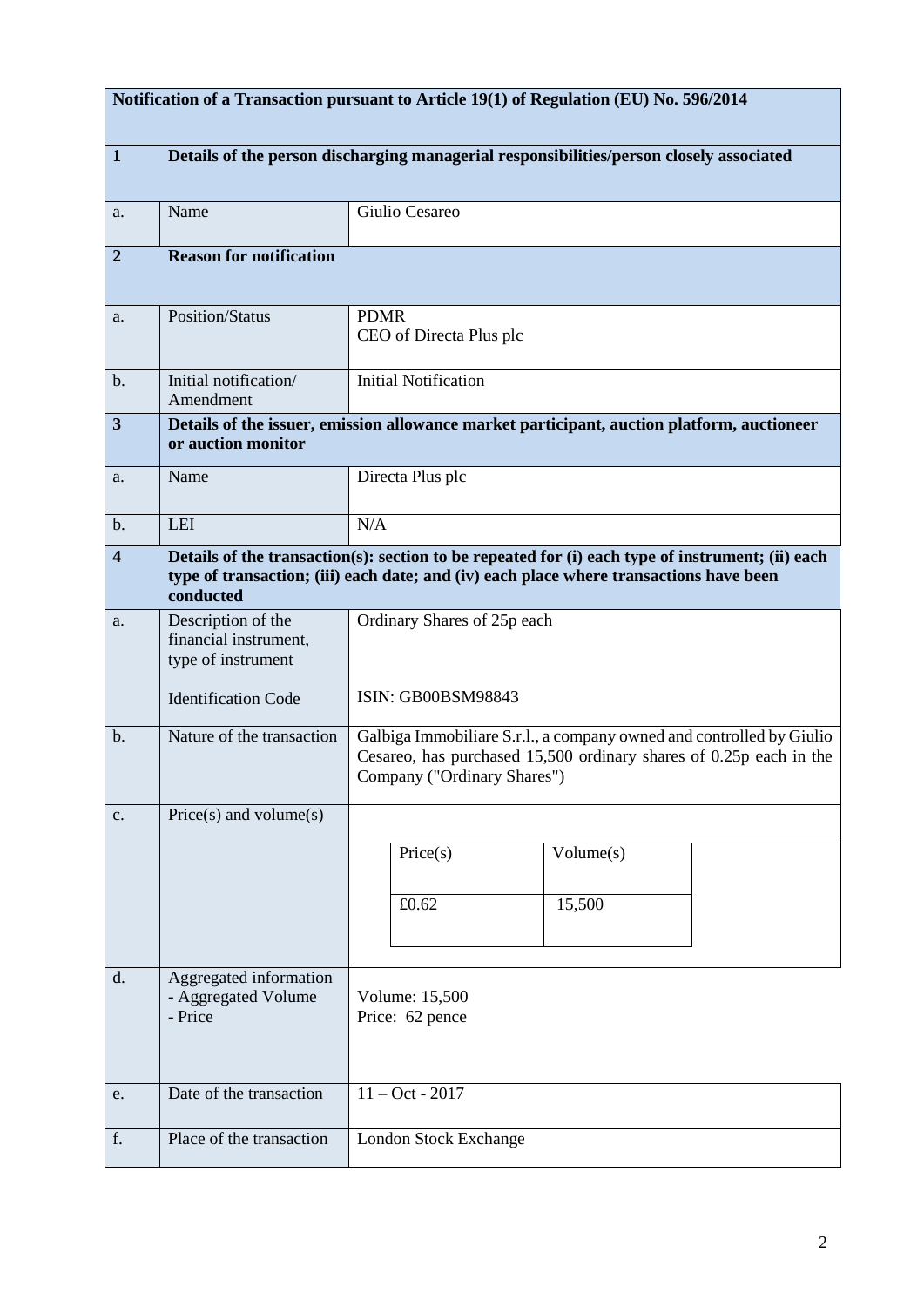| Notification of a Transaction pursuant to Article 19(1) of Regulation (EU) No. 596/2014 | | |
|---|---|---|
| **1** | **Details of the person discharging managerial responsibilities/person closely associated** | |
| a. | Name | Giulio Cesareo |
| **2** | **Reason for notification** | |
| a. | Position/Status | PDMR<br>CEO of Directa Plus plc |
| b. | Initial notification/ Amendment | Initial Notification |
| **3** | **Details of the issuer, emission allowance market participant, auction platform, auctioneer or auction monitor** | |
| a. | Name | Directa Plus plc |
| b. | LEI | N/A |
| **4** | **Details of the transaction(s): section to be repeated for (i) each type of instrument; (ii) each type of transaction; (iii) each date; and (iv) each place where transactions have been conducted** | |
| a. | Description of the financial instrument, type of instrument<br><br>Identification Code | Ordinary Shares of 25p each<br><br>ISIN: GB00BSM98843 |
| b. | Nature of the transaction | Galbiga Immobiliare S.r.l., a company owned and controlled by Giulio Cesareo, has purchased 15,500 ordinary shares of 0.25p each in the Company ("Ordinary Shares") |
| c. | Price(s) and volume(s) | Price(s): £0.62<br>Volume(s): 15,500 |
| d. | Aggregated information<br>- Aggregated Volume<br>- Price | Volume: 15,500<br>Price: 62 pence |
| e. | Date of the transaction | 11 – Oct - 2017 |
| f. | Place of the transaction | London Stock Exchange |